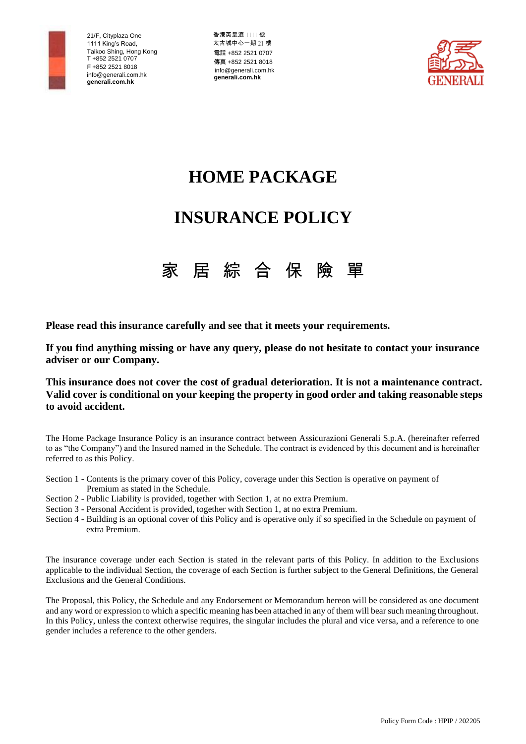21/F, Cityplaza One
1111 King's Road,
Taikoo Shing, Hong Kong
T +852 2521 0707
F +852 2521 8018
info@generali.com.hk
**generali.com.hk**

香港英皇道 1111 號
太古城中心一期 21 樓
電話 +852 2521 0707
傳真 +852 2521 8018
info@generali.com.hk
**generali.com.hk**

GENERALI

# HOME PACKAGE

# INSURANCE POLICY

# 家 居 綜 合 保 險 單

**Please read this insurance carefully and see that it meets your requirements.**

**If you find anything missing or have any query, please do not hesitate to contact your insurance adviser or our Company.**

**This insurance does not cover the cost of gradual deterioration. It is not a maintenance contract. Valid cover is conditional on your keeping the property in good order and taking reasonable steps to avoid accident.**

The Home Package Insurance Policy is an insurance contract between Assicurazioni Generali S.p.A. (hereinafter referred to as "the Company") and the Insured named in the Schedule. The contract is evidenced by this document and is hereinafter referred to as this Policy.

Section 1 - Contents is the primary cover of this Policy, coverage under this Section is operative on payment of Premium as stated in the Schedule.
Section 2 - Public Liability is provided, together with Section 1, at no extra Premium.
Section 3 - Personal Accident is provided, together with Section 1, at no extra Premium.
Section 4 - Building is an optional cover of this Policy and is operative only if so specified in the Schedule on payment of extra Premium.

The insurance coverage under each Section is stated in the relevant parts of this Policy. In addition to the Exclusions applicable to the individual Section, the coverage of each Section is further subject to the General Definitions, the General Exclusions and the General Conditions.

The Proposal, this Policy, the Schedule and any Endorsement or Memorandum hereon will be considered as one document and any word or expression to which a specific meaning has been attached in any of them will bear such meaning throughout. In this Policy, unless the context otherwise requires, the singular includes the plural and vice versa, and a reference to one gender includes a reference to the other genders.

Policy Form Code : HPIP / 202205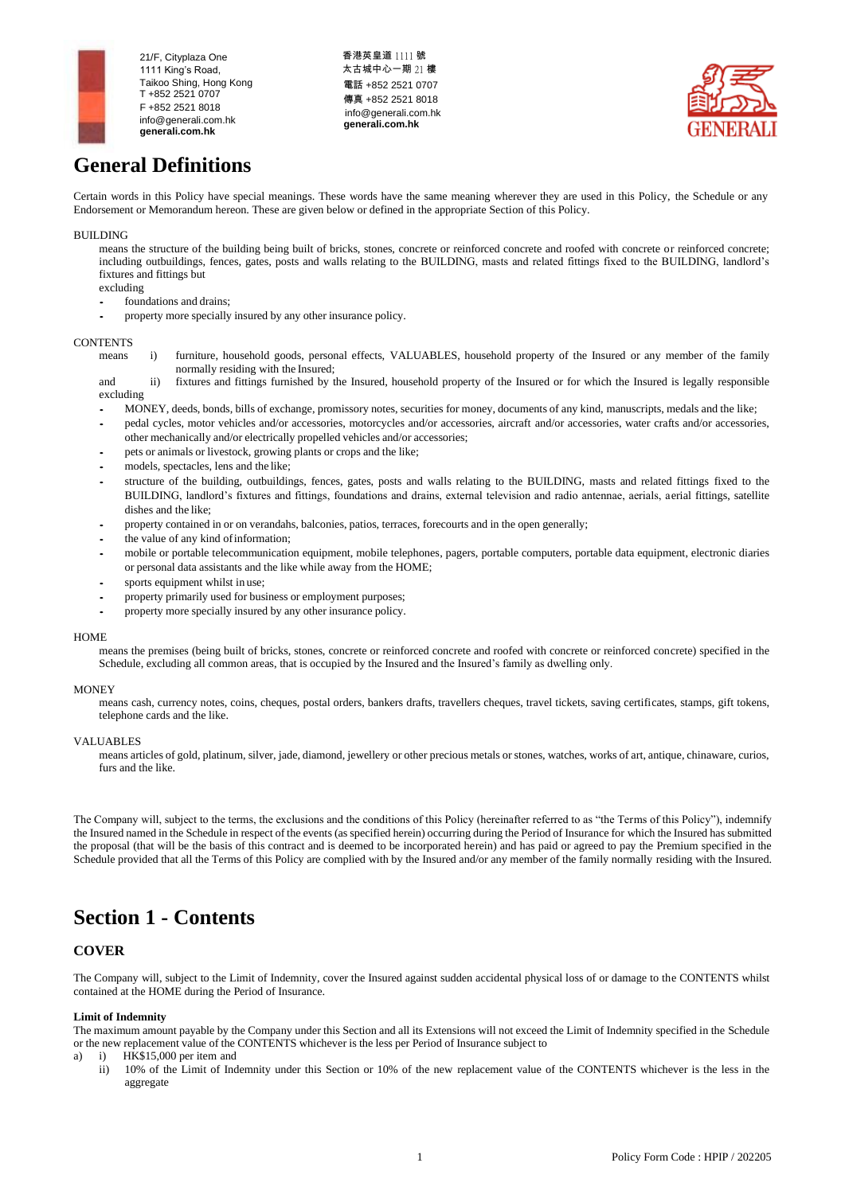# General Definitions

Certain words in this Policy have special meanings. These words have the same meaning wherever they are used in this Policy, the Schedule or any Endorsement or Memorandum hereon. These are given below or defined in the appropriate Section of this Policy.

BUILDING

means the structure of the building being built of bricks, stones, concrete or reinforced concrete and roofed with concrete or reinforced concrete; including outbuildings, fences, gates, posts and walls relating to the BUILDING, masts and related fittings fixed to the BUILDING, landlord's fixtures and fittings but

excluding

- foundations and drains;
- property more specially insured by any other insurance policy.

CONTENTS

means i) furniture, household goods, personal effects, VALUABLES, household property of the Insured or any member of the family normally residing with the Insured;

and ii) fixtures and fittings furnished by the Insured, household property of the Insured or for which the Insured is legally responsible

excluding

- MONEY, deeds, bonds, bills of exchange, promissory notes, securities for money, documents of any kind, manuscripts, medals and the like;
- pedal cycles, motor vehicles and/or accessories, motorcycles and/or accessories, aircraft and/or accessories, water crafts and/or accessories, other mechanically and/or electrically propelled vehicles and/or accessories;
- pets or animals or livestock, growing plants or crops and the like;
- models, spectacles, lens and the like;
- structure of the building, outbuildings, fences, gates, posts and walls relating to the BUILDING, masts and related fittings fixed to the BUILDING, landlord's fixtures and fittings, foundations and drains, external television and radio antennae, aerials, aerial fittings, satellite dishes and the like;
- property contained in or on verandahs, balconies, patios, terraces, forecourts and in the open generally;
- the value of any kind of information;
- mobile or portable telecommunication equipment, mobile telephones, pagers, portable computers, portable data equipment, electronic diaries or personal data assistants and the like while away from the HOME;
- sports equipment whilst in use;
- property primarily used for business or employment purposes;
- property more specially insured by any other insurance policy.

HOME

means the premises (being built of bricks, stones, concrete or reinforced concrete and roofed with concrete or reinforced concrete) specified in the Schedule, excluding all common areas, that is occupied by the Insured and the Insured's family as dwelling only.

MONEY

means cash, currency notes, coins, cheques, postal orders, bankers drafts, travellers cheques, travel tickets, saving certificates, stamps, gift tokens, telephone cards and the like.

VALUABLES

means articles of gold, platinum, silver, jade, diamond, jewellery or other precious metals or stones, watches, works of art, antique, chinaware, curios, furs and the like.

The Company will, subject to the terms, the exclusions and the conditions of this Policy (hereinafter referred to as "the Terms of this Policy"), indemnify the Insured named in the Schedule in respect of the events (as specified herein) occurring during the Period of Insurance for which the Insured has submitted the proposal (that will be the basis of this contract and is deemed to be incorporated herein) and has paid or agreed to pay the Premium specified in the Schedule provided that all the Terms of this Policy are complied with by the Insured and/or any member of the family normally residing with the Insured.

# Section 1 - Contents

## COVER

The Company will, subject to the Limit of Indemnity, cover the Insured against sudden accidental physical loss of or damage to the CONTENTS whilst contained at the HOME during the Period of Insurance.

**Limit of Indemnity**

The maximum amount payable by the Company under this Section and all its Extensions will not exceed the Limit of Indemnity specified in the Schedule or the new replacement value of the CONTENTS whichever is the less per Period of Insurance subject to

a) i) HK$15,000 per item and

ii) 10% of the Limit of Indemnity under this Section or 10% of the new replacement value of the CONTENTS whichever is the less in the aggregate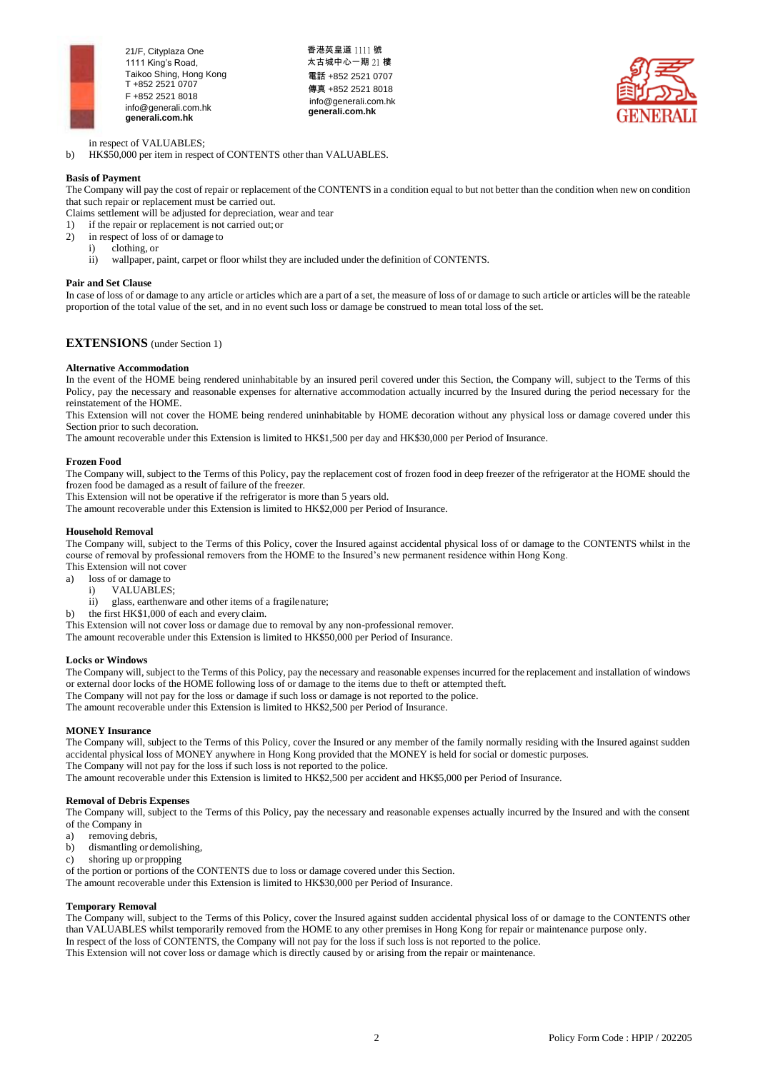in respect of VALUABLES;

b) HK$50,000 per item in respect of CONTENTS other than VALUABLES.

**Basis of Payment**

The Company will pay the cost of repair or replacement of the CONTENTS in a condition equal to but not better than the condition when new on condition that such repair or replacement must be carried out.

Claims settlement will be adjusted for depreciation, wear and tear

1) if the repair or replacement is not carried out; or
2) in respect of loss of or damage to
   - i) clothing, or
   - ii) wallpaper, paint, carpet or floor whilst they are included under the definition of CONTENTS.

**Pair and Set Clause**

In case of loss of or damage to any article or articles which are a part of a set, the measure of loss of or damage to such article or articles will be the rateable proportion of the total value of the set, and in no event such loss or damage be construed to mean total loss of the set.

## EXTENSIONS (under Section 1)

**Alternative Accommodation**

In the event of the HOME being rendered uninhabitable by an insured peril covered under this Section, the Company will, subject to the Terms of this Policy, pay the necessary and reasonable expenses for alternative accommodation actually incurred by the Insured during the period necessary for the reinstatement of the HOME.

This Extension will not cover the HOME being rendered uninhabitable by HOME decoration without any physical loss or damage covered under this Section prior to such decoration.

The amount recoverable under this Extension is limited to HK$1,500 per day and HK$30,000 per Period of Insurance.

**Frozen Food**

The Company will, subject to the Terms of this Policy, pay the replacement cost of frozen food in deep freezer of the refrigerator at the HOME should the frozen food be damaged as a result of failure of the freezer.

This Extension will not be operative if the refrigerator is more than 5 years old.

The amount recoverable under this Extension is limited to HK$2,000 per Period of Insurance.

**Household Removal**

The Company will, subject to the Terms of this Policy, cover the Insured against accidental physical loss of or damage to the CONTENTS whilst in the course of removal by professional removers from the HOME to the Insured's new permanent residence within Hong Kong.

This Extension will not cover

a) loss of or damage to
   - i) VALUABLES;
   - ii) glass, earthenware and other items of a fragile nature;
b) the first HK$1,000 of each and every claim.

This Extension will not cover loss or damage due to removal by any non-professional remover.

The amount recoverable under this Extension is limited to HK$50,000 per Period of Insurance.

**Locks or Windows**

The Company will, subject to the Terms of this Policy, pay the necessary and reasonable expenses incurred for the replacement and installation of windows or external door locks of the HOME following loss of or damage to the items due to theft or attempted theft.

The Company will not pay for the loss or damage if such loss or damage is not reported to the police.

The amount recoverable under this Extension is limited to HK$2,500 per Period of Insurance.

**MONEY Insurance**

The Company will, subject to the Terms of this Policy, cover the Insured or any member of the family normally residing with the Insured against sudden accidental physical loss of MONEY anywhere in Hong Kong provided that the MONEY is held for social or domestic purposes.

The Company will not pay for the loss if such loss is not reported to the police.

The amount recoverable under this Extension is limited to HK$2,500 per accident and HK$5,000 per Period of Insurance.

**Removal of Debris Expenses**

The Company will, subject to the Terms of this Policy, pay the necessary and reasonable expenses actually incurred by the Insured and with the consent of the Company in

a) removing debris,
b) dismantling or demolishing,
c) shoring up or propping

of the portion or portions of the CONTENTS due to loss or damage covered under this Section.

The amount recoverable under this Extension is limited to HK$30,000 per Period of Insurance.

**Temporary Removal**

The Company will, subject to the Terms of this Policy, cover the Insured against sudden accidental physical loss of or damage to the CONTENTS other than VALUABLES whilst temporarily removed from the HOME to any other premises in Hong Kong for repair or maintenance purpose only.

In respect of the loss of CONTENTS, the Company will not pay for the loss if such loss is not reported to the police.

This Extension will not cover loss or damage which is directly caused by or arising from the repair or maintenance.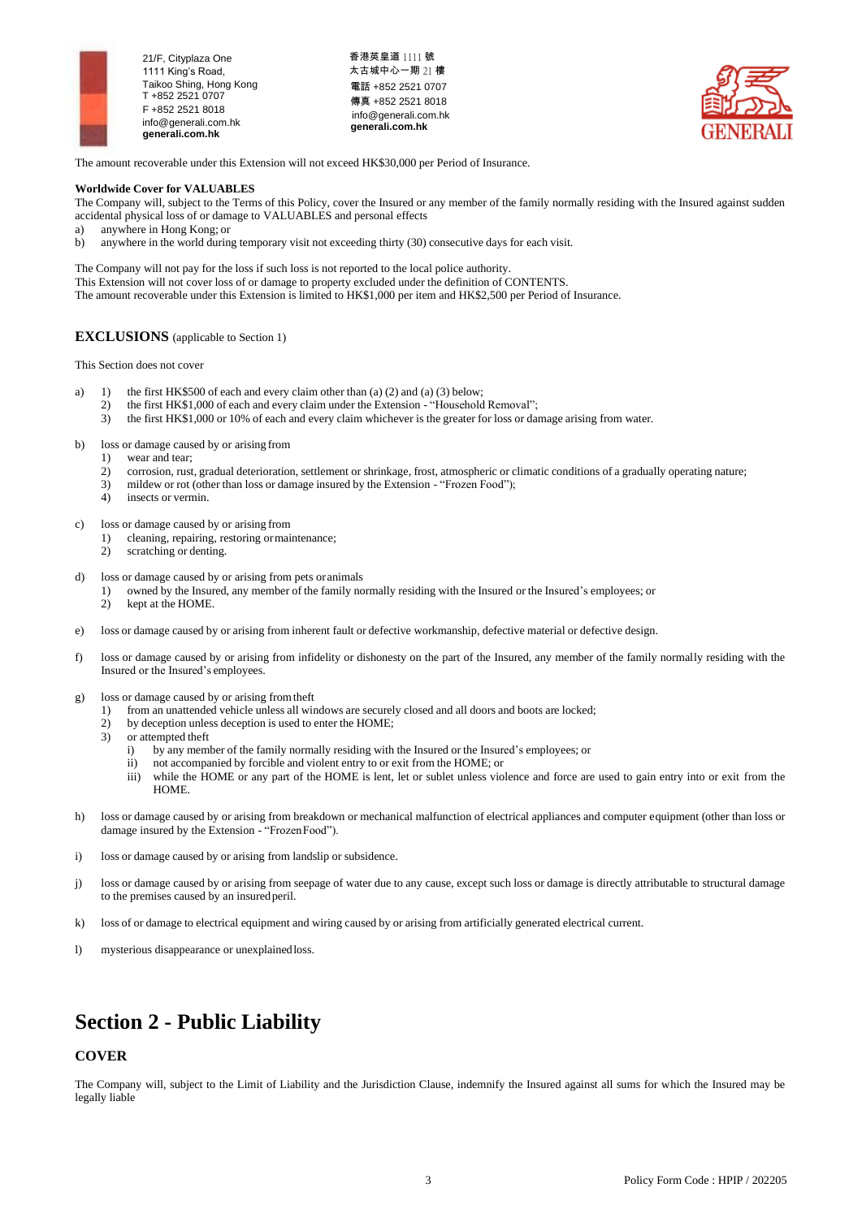The amount recoverable under this Extension will not exceed HK$30,000 per Period of Insurance.

**Worldwide Cover for VALUABLES**

The Company will, subject to the Terms of this Policy, cover the Insured or any member of the family normally residing with the Insured against sudden accidental physical loss of or damage to VALUABLES and personal effects

a) anywhere in Hong Kong; or
b) anywhere in the world during temporary visit not exceeding thirty (30) consecutive days for each visit.

The Company will not pay for the loss if such loss is not reported to the local police authority.
This Extension will not cover loss of or damage to property excluded under the definition of CONTENTS.
The amount recoverable under this Extension is limited to HK$1,000 per item and HK$2,500 per Period of Insurance.

## EXCLUSIONS (applicable to Section 1)

This Section does not cover

a)
   1) the first HK$500 of each and every claim other than (a) (2) and (a) (3) below;
   2) the first HK$1,000 of each and every claim under the Extension - "Household Removal";
   3) the first HK$1,000 or 10% of each and every claim whichever is the greater for loss or damage arising from water.

b) loss or damage caused by or arising from
   1) wear and tear;
   2) corrosion, rust, gradual deterioration, settlement or shrinkage, frost, atmospheric or climatic conditions of a gradually operating nature;
   3) mildew or rot (other than loss or damage insured by the Extension - "Frozen Food");
   4) insects or vermin.

c) loss or damage caused by or arising from
   1) cleaning, repairing, restoring or maintenance;
   2) scratching or denting.

d) loss or damage caused by or arising from pets or animals
   1) owned by the Insured, any member of the family normally residing with the Insured or the Insured's employees; or
   2) kept at the HOME.

e) loss or damage caused by or arising from inherent fault or defective workmanship, defective material or defective design.

f) loss or damage caused by or arising from infidelity or dishonesty on the part of the Insured, any member of the family normally residing with the Insured or the Insured's employees.

g) loss or damage caused by or arising from theft
   1) from an unattended vehicle unless all windows are securely closed and all doors and boots are locked;
   2) by deception unless deception is used to enter the HOME;
   3) or attempted theft
      i) by any member of the family normally residing with the Insured or the Insured's employees; or
      ii) not accompanied by forcible and violent entry to or exit from the HOME; or
      iii) while the HOME or any part of the HOME is lent, let or sublet unless violence and force are used to gain entry into or exit from the HOME.

h) loss or damage caused by or arising from breakdown or mechanical malfunction of electrical appliances and computer equipment (other than loss or damage insured by the Extension - "Frozen Food").

i) loss or damage caused by or arising from landslip or subsidence.

j) loss or damage caused by or arising from seepage of water due to any cause, except such loss or damage is directly attributable to structural damage to the premises caused by an insured peril.

k) loss of or damage to electrical equipment and wiring caused by or arising from artificially generated electrical current.

l) mysterious disappearance or unexplained loss.

# Section 2 - Public Liability

## COVER

The Company will, subject to the Limit of Liability and the Jurisdiction Clause, indemnify the Insured against all sums for which the Insured may be legally liable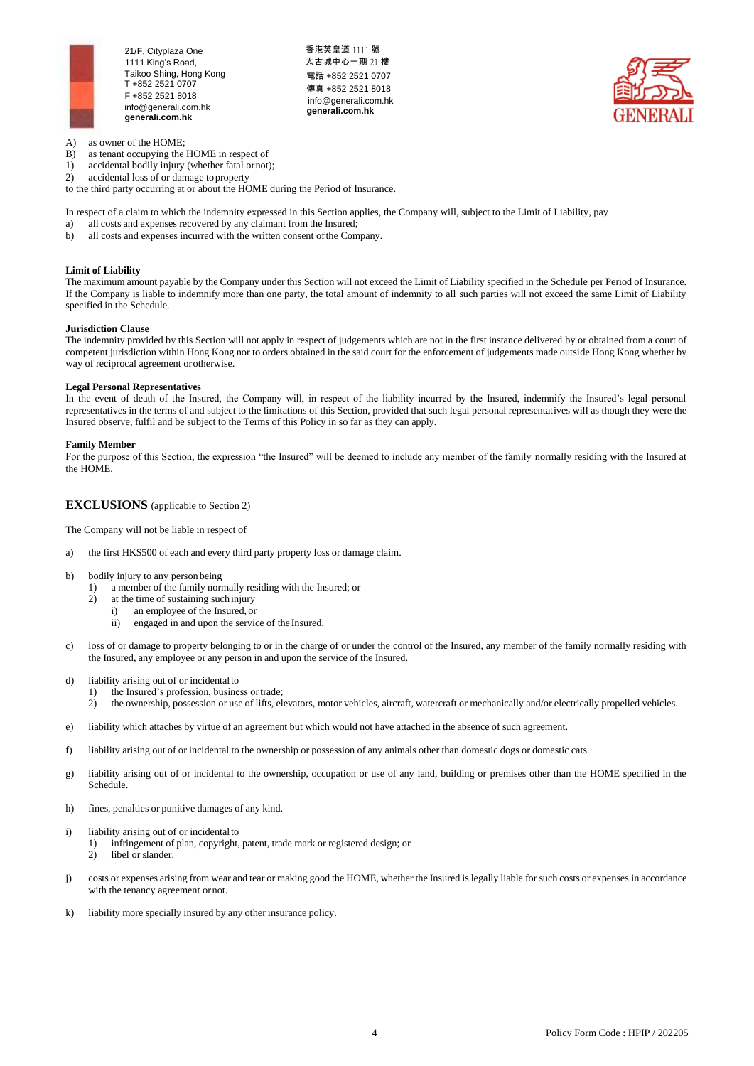A) as owner of the HOME;
B) as tenant occupying the HOME in respect of
1) accidental bodily injury (whether fatal or not);
2) accidental loss of or damage to property

to the third party occurring at or about the HOME during the Period of Insurance.

In respect of a claim to which the indemnity expressed in this Section applies, the Company will, subject to the Limit of Liability, pay
a) all costs and expenses recovered by any claimant from the Insured;
b) all costs and expenses incurred with the written consent of the Company.

**Limit of Liability**
The maximum amount payable by the Company under this Section will not exceed the Limit of Liability specified in the Schedule per Period of Insurance. If the Company is liable to indemnify more than one party, the total amount of indemnity to all such parties will not exceed the same Limit of Liability specified in the Schedule.

**Jurisdiction Clause**
The indemnity provided by this Section will not apply in respect of judgements which are not in the first instance delivered by or obtained from a court of competent jurisdiction within Hong Kong nor to orders obtained in the said court for the enforcement of judgements made outside Hong Kong whether by way of reciprocal agreement or otherwise.

**Legal Personal Representatives**
In the event of death of the Insured, the Company will, in respect of the liability incurred by the Insured, indemnify the Insured's legal personal representatives in the terms of and subject to the limitations of this Section, provided that such legal personal representatives will as though they were the Insured observe, fulfil and be subject to the Terms of this Policy in so far as they can apply.

**Family Member**
For the purpose of this Section, the expression "the Insured" will be deemed to include any member of the family normally residing with the Insured at the HOME.

## EXCLUSIONS (applicable to Section 2)

The Company will not be liable in respect of

a) the first HK$500 of each and every third party property loss or damage claim.

b) bodily injury to any person being
   1) a member of the family normally residing with the Insured; or
   2) at the time of sustaining such injury
      i) an employee of the Insured, or
      ii) engaged in and upon the service of the Insured.

c) loss of or damage to property belonging to or in the charge of or under the control of the Insured, any member of the family normally residing with the Insured, any employee or any person in and upon the service of the Insured.

d) liability arising out of or incidental to
   1) the Insured's profession, business or trade;
   2) the ownership, possession or use of lifts, elevators, motor vehicles, aircraft, watercraft or mechanically and/or electrically propelled vehicles.

e) liability which attaches by virtue of an agreement but which would not have attached in the absence of such agreement.

f) liability arising out of or incidental to the ownership or possession of any animals other than domestic dogs or domestic cats.

g) liability arising out of or incidental to the ownership, occupation or use of any land, building or premises other than the HOME specified in the Schedule.

h) fines, penalties or punitive damages of any kind.

i) liability arising out of or incidental to
   1) infringement of plan, copyright, patent, trade mark or registered design; or
   2) libel or slander.

j) costs or expenses arising from wear and tear or making good the HOME, whether the Insured is legally liable for such costs or expenses in accordance with the tenancy agreement or not.

k) liability more specially insured by any other insurance policy.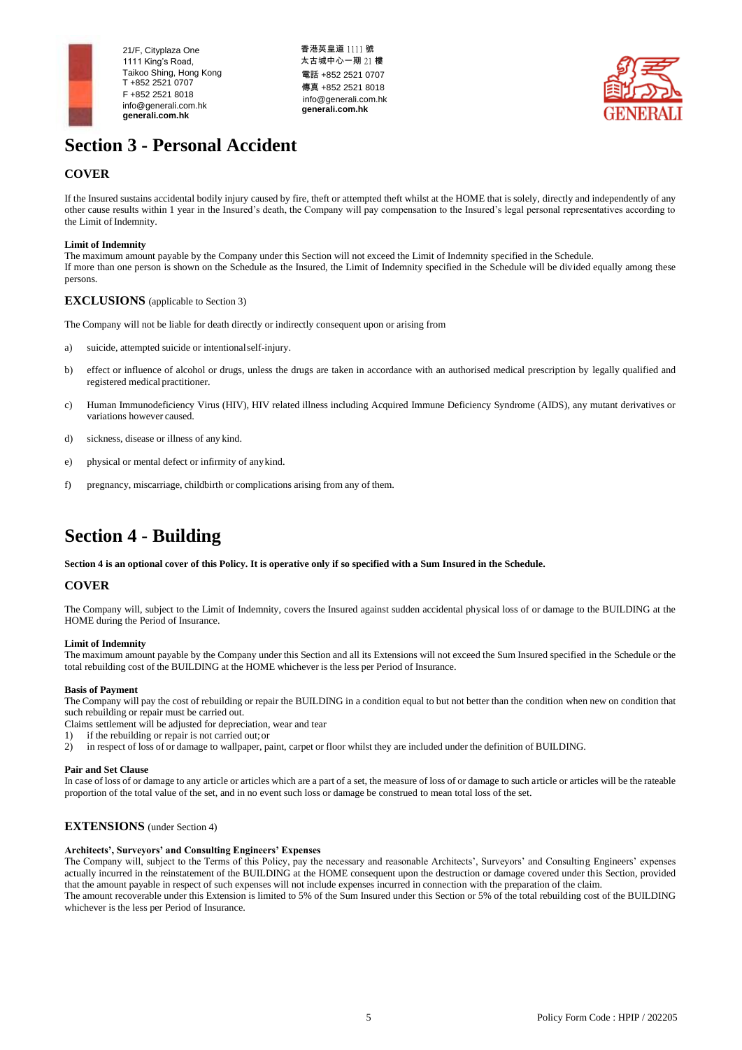# Section 3 - Personal Accident

## COVER

If the Insured sustains accidental bodily injury caused by fire, theft or attempted theft whilst at the HOME that is solely, directly and independently of any other cause results within 1 year in the Insured's death, the Company will pay compensation to the Insured's legal personal representatives according to the Limit of Indemnity.

**Limit of Indemnity**
The maximum amount payable by the Company under this Section will not exceed the Limit of Indemnity specified in the Schedule.
If more than one person is shown on the Schedule as the Insured, the Limit of Indemnity specified in the Schedule will be divided equally among these persons.

## EXCLUSIONS (applicable to Section 3)

The Company will not be liable for death directly or indirectly consequent upon or arising from

a) suicide, attempted suicide or intentional self-injury.

b) effect or influence of alcohol or drugs, unless the drugs are taken in accordance with an authorised medical prescription by legally qualified and registered medical practitioner.

c) Human Immunodeficiency Virus (HIV), HIV related illness including Acquired Immune Deficiency Syndrome (AIDS), any mutant derivatives or variations however caused.

d) sickness, disease or illness of any kind.

e) physical or mental defect or infirmity of any kind.

f) pregnancy, miscarriage, childbirth or complications arising from any of them.

# Section 4 - Building

**Section 4 is an optional cover of this Policy. It is operative only if so specified with a Sum Insured in the Schedule.**

## COVER

The Company will, subject to the Limit of Indemnity, covers the Insured against sudden accidental physical loss of or damage to the BUILDING at the HOME during the Period of Insurance.

**Limit of Indemnity**
The maximum amount payable by the Company under this Section and all its Extensions will not exceed the Sum Insured specified in the Schedule or the total rebuilding cost of the BUILDING at the HOME whichever is the less per Period of Insurance.

**Basis of Payment**
The Company will pay the cost of rebuilding or repair the BUILDING in a condition equal to but not better than the condition when new on condition that such rebuilding or repair must be carried out.
Claims settlement will be adjusted for depreciation, wear and tear

1) if the rebuilding or repair is not carried out; or
2) in respect of loss of or damage to wallpaper, paint, carpet or floor whilst they are included under the definition of BUILDING.

**Pair and Set Clause**
In case of loss of or damage to any article or articles which are a part of a set, the measure of loss of or damage to such article or articles will be the rateable proportion of the total value of the set, and in no event such loss or damage be construed to mean total loss of the set.

## EXTENSIONS (under Section 4)

**Architects', Surveyors' and Consulting Engineers' Expenses**
The Company will, subject to the Terms of this Policy, pay the necessary and reasonable Architects', Surveyors' and Consulting Engineers' expenses actually incurred in the reinstatement of the BUILDING at the HOME consequent upon the destruction or damage covered under this Section, provided that the amount payable in respect of such expenses will not include expenses incurred in connection with the preparation of the claim.
The amount recoverable under this Extension is limited to 5% of the Sum Insured under this Section or 5% of the total rebuilding cost of the BUILDING whichever is the less per Period of Insurance.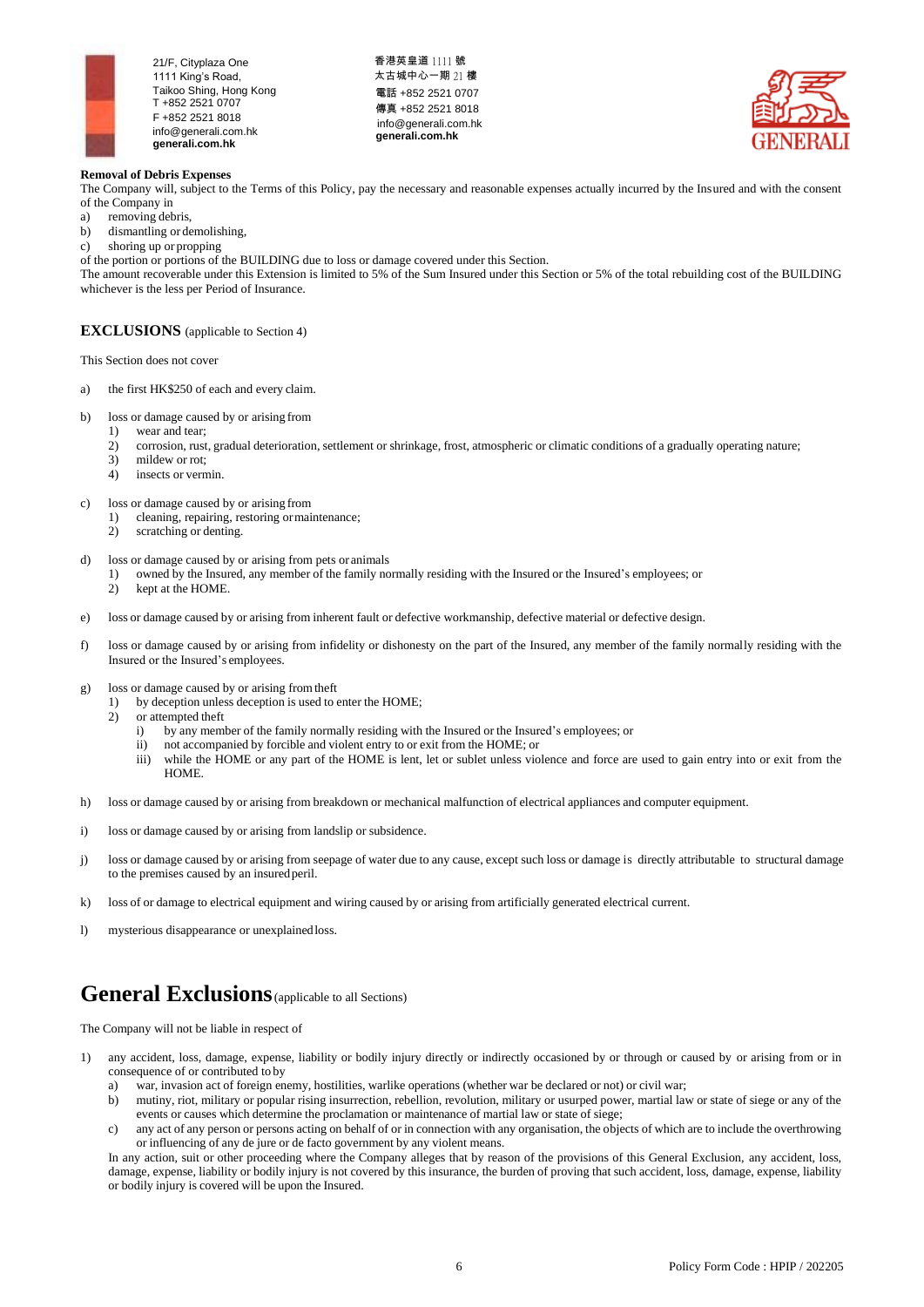**Removal of Debris Expenses**

The Company will, subject to the Terms of this Policy, pay the necessary and reasonable expenses actually incurred by the Insured and with the consent of the Company in

a) removing debris,
b) dismantling or demolishing,
c) shoring up or propping

of the portion or portions of the BUILDING due to loss or damage covered under this Section.

The amount recoverable under this Extension is limited to 5% of the Sum Insured under this Section or 5% of the total rebuilding cost of the BUILDING whichever is the less per Period of Insurance.

### EXCLUSIONS (applicable to Section 4)

This Section does not cover

a) the first HK$250 of each and every claim.

b) loss or damage caused by or arising from
   1) wear and tear;
   2) corrosion, rust, gradual deterioration, settlement or shrinkage, frost, atmospheric or climatic conditions of a gradually operating nature;
   3) mildew or rot;
   4) insects or vermin.

c) loss or damage caused by or arising from
   1) cleaning, repairing, restoring or maintenance;
   2) scratching or denting.

d) loss or damage caused by or arising from pets or animals
   1) owned by the Insured, any member of the family normally residing with the Insured or the Insured's employees; or
   2) kept at the HOME.

e) loss or damage caused by or arising from inherent fault or defective workmanship, defective material or defective design.

f) loss or damage caused by or arising from infidelity or dishonesty on the part of the Insured, any member of the family normally residing with the Insured or the Insured's employees.

g) loss or damage caused by or arising from theft
   1) by deception unless deception is used to enter the HOME;
   2) or attempted theft
      i) by any member of the family normally residing with the Insured or the Insured's employees; or
      ii) not accompanied by forcible and violent entry to or exit from the HOME; or
      iii) while the HOME or any part of the HOME is lent, let or sublet unless violence and force are used to gain entry into or exit from the HOME.

h) loss or damage caused by or arising from breakdown or mechanical malfunction of electrical appliances and computer equipment.

i) loss or damage caused by or arising from landslip or subsidence.

j) loss or damage caused by or arising from seepage of water due to any cause, except such loss or damage is directly attributable to structural damage to the premises caused by an insured peril.

k) loss of or damage to electrical equipment and wiring caused by or arising from artificially generated electrical current.

l) mysterious disappearance or unexplained loss.

## General Exclusions (applicable to all Sections)

The Company will not be liable in respect of

1) any accident, loss, damage, expense, liability or bodily injury directly or indirectly occasioned by or through or caused by or arising from or in consequence of or contributed to by
   a) war, invasion act of foreign enemy, hostilities, warlike operations (whether war be declared or not) or civil war;
   b) mutiny, riot, military or popular rising insurrection, rebellion, revolution, military or usurped power, martial law or state of siege or any of the events or causes which determine the proclamation or maintenance of martial law or state of siege;
   c) any act of any person or persons acting on behalf of or in connection with any organisation, the objects of which are to include the overthrowing or influencing of any de jure or de facto government by any violent means.

   In any action, suit or other proceeding where the Company alleges that by reason of the provisions of this General Exclusion, any accident, loss, damage, expense, liability or bodily injury is not covered by this insurance, the burden of proving that such accident, loss, damage, expense, liability or bodily injury is covered will be upon the Insured.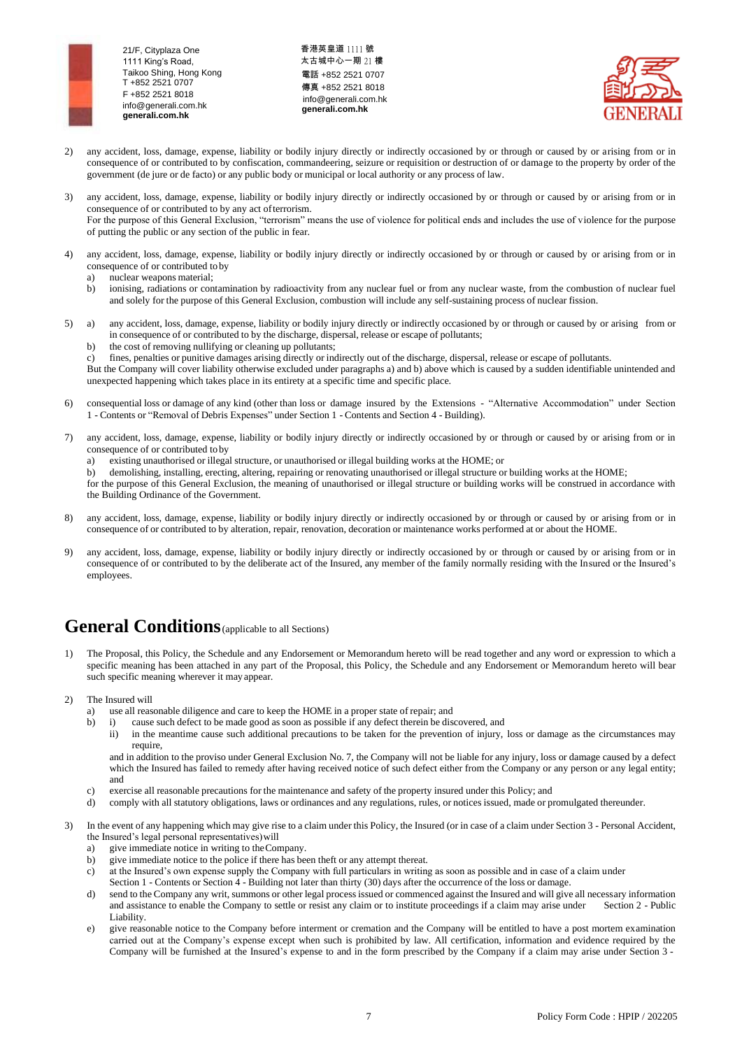2) any accident, loss, damage, expense, liability or bodily injury directly or indirectly occasioned by or through or caused by or arising from or in consequence of or contributed to by confiscation, commandeering, seizure or requisition or destruction of or damage to the property by order of the government (de jure or de facto) or any public body or municipal or local authority or any process of law.

3) any accident, loss, damage, expense, liability or bodily injury directly or indirectly occasioned by or through or caused by or arising from or in consequence of or contributed to by any act of terrorism.
For the purpose of this General Exclusion, "terrorism" means the use of violence for political ends and includes the use of violence for the purpose of putting the public or any section of the public in fear.

4) any accident, loss, damage, expense, liability or bodily injury directly or indirectly occasioned by or through or caused by or arising from or in consequence of or contributed to by
   a) nuclear weapons material;
   b) ionising, radiations or contamination by radioactivity from any nuclear fuel or from any nuclear waste, from the combustion of nuclear fuel and solely for the purpose of this General Exclusion, combustion will include any self-sustaining process of nuclear fission.

5) a) any accident, loss, damage, expense, liability or bodily injury directly or indirectly occasioned by or through or caused by or arising from or in consequence of or contributed to by the discharge, dispersal, release or escape of pollutants;
   b) the cost of removing nullifying or cleaning up pollutants;
   c) fines, penalties or punitive damages arising directly or indirectly out of the discharge, dispersal, release or escape of pollutants.
   But the Company will cover liability otherwise excluded under paragraphs a) and b) above which is caused by a sudden identifiable unintended and unexpected happening which takes place in its entirety at a specific time and specific place.

6) consequential loss or damage of any kind (other than loss or damage insured by the Extensions - "Alternative Accommodation" under Section 1 - Contents or "Removal of Debris Expenses" under Section 1 - Contents and Section 4 - Building).

7) any accident, loss, damage, expense, liability or bodily injury directly or indirectly occasioned by or through or caused by or arising from or in consequence of or contributed to by
   a) existing unauthorised or illegal structure, or unauthorised or illegal building works at the HOME; or
   b) demolishing, installing, erecting, altering, repairing or renovating unauthorised or illegal structure or building works at the HOME;
   for the purpose of this General Exclusion, the meaning of unauthorised or illegal structure or building works will be construed in accordance with the Building Ordinance of the Government.

8) any accident, loss, damage, expense, liability or bodily injury directly or indirectly occasioned by or through or caused by or arising from or in consequence of or contributed to by alteration, repair, renovation, decoration or maintenance works performed at or about the HOME.

9) any accident, loss, damage, expense, liability or bodily injury directly or indirectly occasioned by or through or caused by or arising from or in consequence of or contributed to by the deliberate act of the Insured, any member of the family normally residing with the Insured or the Insured's employees.

## General Conditions (applicable to all Sections)

1) The Proposal, this Policy, the Schedule and any Endorsement or Memorandum hereto will be read together and any word or expression to which a specific meaning has been attached in any part of the Proposal, this Policy, the Schedule and any Endorsement or Memorandum hereto will bear such specific meaning wherever it may appear.

2) The Insured will
   a) use all reasonable diligence and care to keep the HOME in a proper state of repair; and
   b) i) cause such defect to be made good as soon as possible if any defect therein be discovered, and
      ii) in the meantime cause such additional precautions to be taken for the prevention of injury, loss or damage as the circumstances may require,
   and in addition to the proviso under General Exclusion No. 7, the Company will not be liable for any injury, loss or damage caused by a defect which the Insured has failed to remedy after having received notice of such defect either from the Company or any person or any legal entity; and
   c) exercise all reasonable precautions for the maintenance and safety of the property insured under this Policy; and
   d) comply with all statutory obligations, laws or ordinances and any regulations, rules, or notices issued, made or promulgated thereunder.

3) In the event of any happening which may give rise to a claim under this Policy, the Insured (or in case of a claim under Section 3 - Personal Accident, the Insured's legal personal representatives) will
   a) give immediate notice in writing to the Company.
   b) give immediate notice to the police if there has been theft or any attempt thereat.
   c) at the Insured's own expense supply the Company with full particulars in writing as soon as possible and in case of a claim under Section 1 - Contents or Section 4 - Building not later than thirty (30) days after the occurrence of the loss or damage.
   d) send to the Company any writ, summons or other legal process issued or commenced against the Insured and will give all necessary information and assistance to enable the Company to settle or resist any claim or to institute proceedings if a claim may arise under Section 2 - Public Liability.
   e) give reasonable notice to the Company before interment or cremation and the Company will be entitled to have a post mortem examination carried out at the Company's expense except when such is prohibited by law. All certification, information and evidence required by the Company will be furnished at the Insured's expense to and in the form prescribed by the Company if a claim may arise under Section 3 -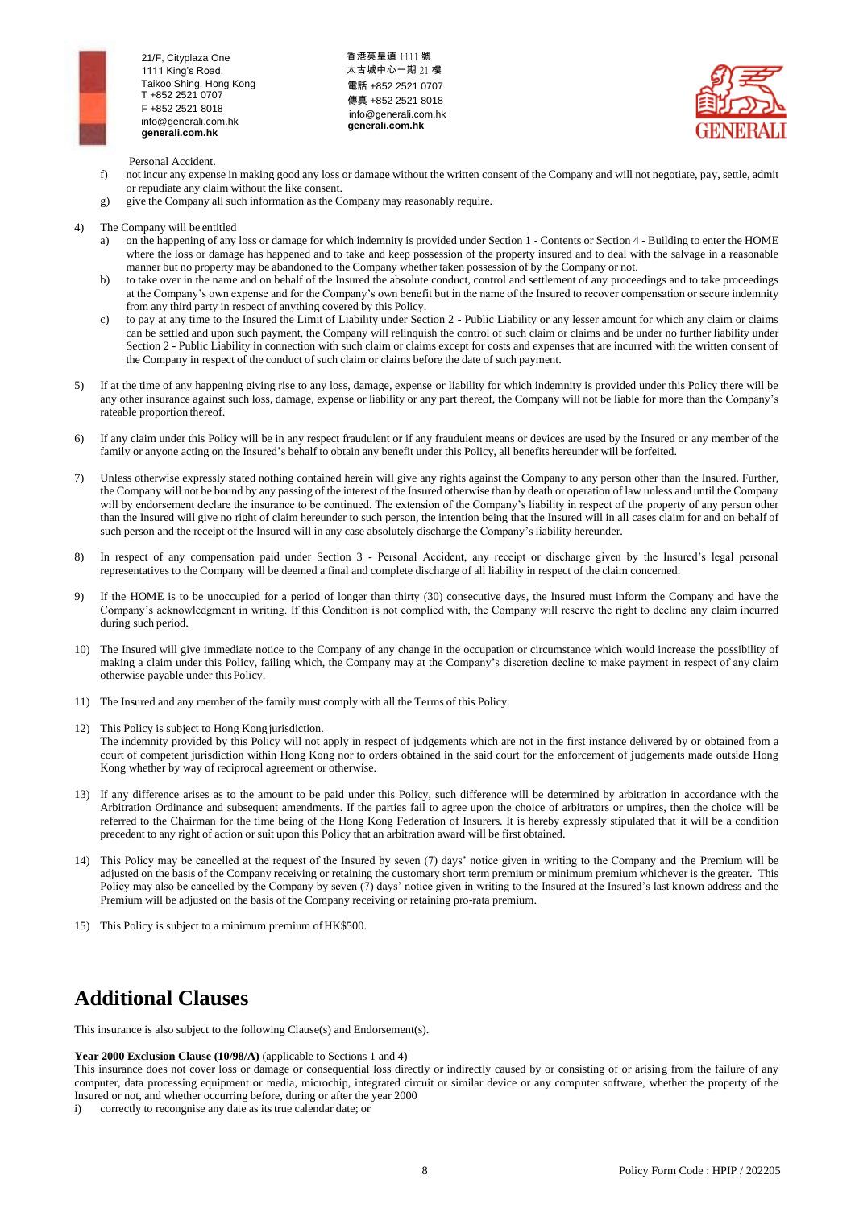Personal Accident.

f) not incur any expense in making good any loss or damage without the written consent of the Company and will not negotiate, pay, settle, admit or repudiate any claim without the like consent.

g) give the Company all such information as the Company may reasonably require.

4) The Company will be entitled

   a) on the happening of any loss or damage for which indemnity is provided under Section 1 - Contents or Section 4 - Building to enter the HOME where the loss or damage has happened and to take and keep possession of the property insured and to deal with the salvage in a reasonable manner but no property may be abandoned to the Company whether taken possession of by the Company or not.

   b) to take over in the name and on behalf of the Insured the absolute conduct, control and settlement of any proceedings and to take proceedings at the Company's own expense and for the Company's own benefit but in the name of the Insured to recover compensation or secure indemnity from any third party in respect of anything covered by this Policy.

   c) to pay at any time to the Insured the Limit of Liability under Section 2 - Public Liability or any lesser amount for which any claim or claims can be settled and upon such payment, the Company will relinquish the control of such claim or claims and be under no further liability under Section 2 - Public Liability in connection with such claim or claims except for costs and expenses that are incurred with the written consent of the Company in respect of the conduct of such claim or claims before the date of such payment.

5) If at the time of any happening giving rise to any loss, damage, expense or liability for which indemnity is provided under this Policy there will be any other insurance against such loss, damage, expense or liability or any part thereof, the Company will not be liable for more than the Company's rateable proportion thereof.

6) If any claim under this Policy will be in any respect fraudulent or if any fraudulent means or devices are used by the Insured or any member of the family or anyone acting on the Insured's behalf to obtain any benefit under this Policy, all benefits hereunder will be forfeited.

7) Unless otherwise expressly stated nothing contained herein will give any rights against the Company to any person other than the Insured. Further, the Company will not be bound by any passing of the interest of the Insured otherwise than by death or operation of law unless and until the Company will by endorsement declare the insurance to be continued. The extension of the Company's liability in respect of the property of any person other than the Insured will give no right of claim hereunder to such person, the intention being that the Insured will in all cases claim for and on behalf of such person and the receipt of the Insured will in any case absolutely discharge the Company's liability hereunder.

8) In respect of any compensation paid under Section 3 - Personal Accident, any receipt or discharge given by the Insured's legal personal representatives to the Company will be deemed a final and complete discharge of all liability in respect of the claim concerned.

9) If the HOME is to be unoccupied for a period of longer than thirty (30) consecutive days, the Insured must inform the Company and have the Company's acknowledgment in writing. If this Condition is not complied with, the Company will reserve the right to decline any claim incurred during such period.

10) The Insured will give immediate notice to the Company of any change in the occupation or circumstance which would increase the possibility of making a claim under this Policy, failing which, the Company may at the Company's discretion decline to make payment in respect of any claim otherwise payable under this Policy.

11) The Insured and any member of the family must comply with all the Terms of this Policy.

12) This Policy is subject to Hong Kong jurisdiction.
    The indemnity provided by this Policy will not apply in respect of judgements which are not in the first instance delivered by or obtained from a court of competent jurisdiction within Hong Kong nor to orders obtained in the said court for the enforcement of judgements made outside Hong Kong whether by way of reciprocal agreement or otherwise.

13) If any difference arises as to the amount to be paid under this Policy, such difference will be determined by arbitration in accordance with the Arbitration Ordinance and subsequent amendments. If the parties fail to agree upon the choice of arbitrators or umpires, then the choice will be referred to the Chairman for the time being of the Hong Kong Federation of Insurers. It is hereby expressly stipulated that it will be a condition precedent to any right of action or suit upon this Policy that an arbitration award will be first obtained.

14) This Policy may be cancelled at the request of the Insured by seven (7) days' notice given in writing to the Company and the Premium will be adjusted on the basis of the Company receiving or retaining the customary short term premium or minimum premium whichever is the greater. This Policy may also be cancelled by the Company by seven (7) days' notice given in writing to the Insured at the Insured's last known address and the Premium will be adjusted on the basis of the Company receiving or retaining pro-rata premium.

15) This Policy is subject to a minimum premium of HK$500.

# Additional Clauses

This insurance is also subject to the following Clause(s) and Endorsement(s).

**Year 2000 Exclusion Clause (10/98/A)** (applicable to Sections 1 and 4)
This insurance does not cover loss or damage or consequential loss directly or indirectly caused by or consisting of or arising from the failure of any computer, data processing equipment or media, microchip, integrated circuit or similar device or any computer software, whether the property of the Insured or not, and whether occurring before, during or after the year 2000

i) correctly to recongnise any date as its true calendar date; or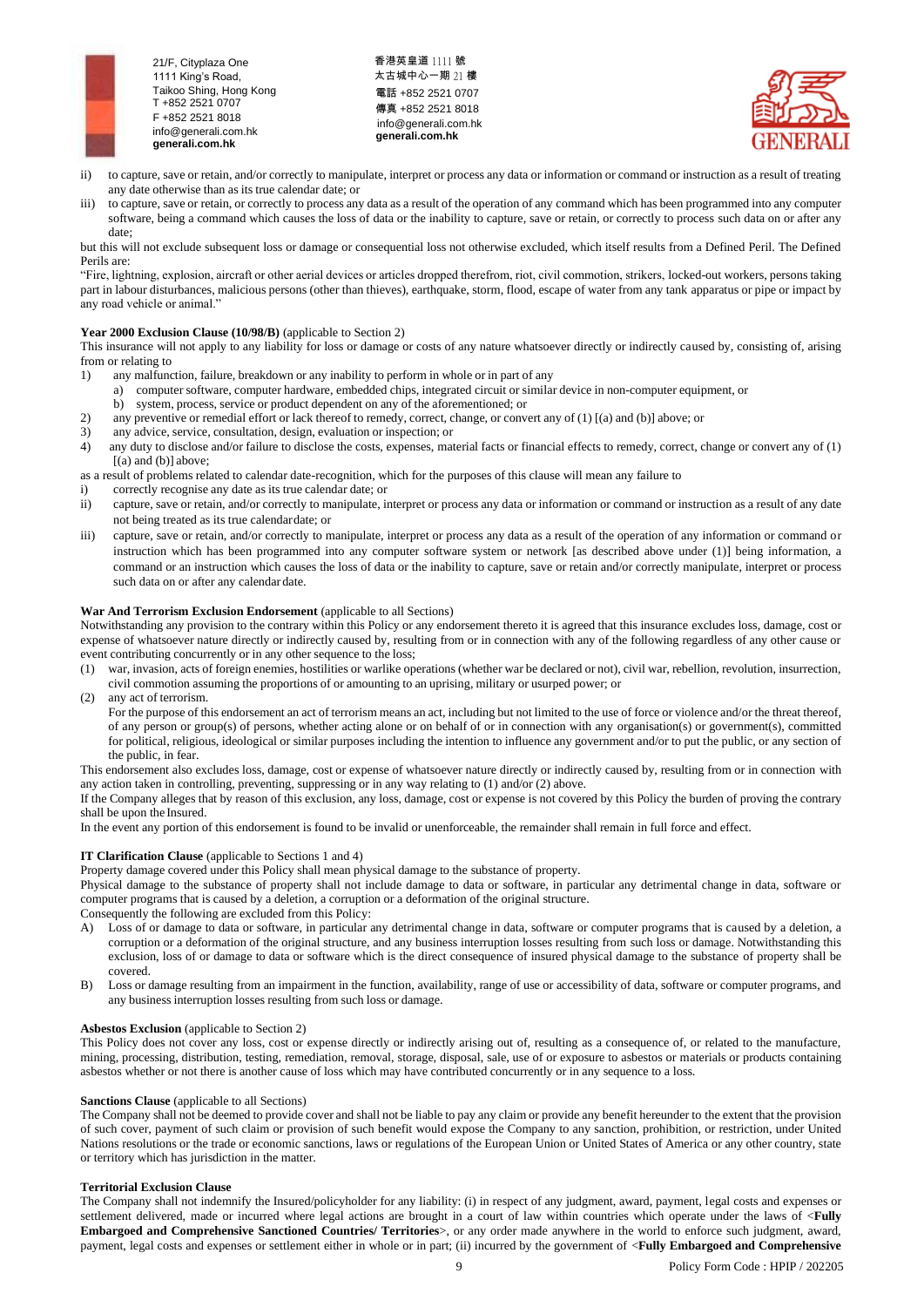ii) to capture, save or retain, and/or correctly to manipulate, interpret or process any data or information or command or instruction as a result of treating any date otherwise than as its true calendar date; or

iii) to capture, save or retain, or correctly to process any data as a result of the operation of any command which has been programmed into any computer software, being a command which causes the loss of data or the inability to capture, save or retain, or correctly to process such data on or after any date;

but this will not exclude subsequent loss or damage or consequential loss not otherwise excluded, which itself results from a Defined Peril. The Defined Perils are:

"Fire, lightning, explosion, aircraft or other aerial devices or articles dropped therefrom, riot, civil commotion, strikers, locked-out workers, persons taking part in labour disturbances, malicious persons (other than thieves), earthquake, storm, flood, escape of water from any tank apparatus or pipe or impact by any road vehicle or animal."

**Year 2000 Exclusion Clause (10/98/B)** (applicable to Section 2)

This insurance will not apply to any liability for loss or damage or costs of any nature whatsoever directly or indirectly caused by, consisting of, arising from or relating to

1) any malfunction, failure, breakdown or any inability to perform in whole or in part of any
   a) computer software, computer hardware, embedded chips, integrated circuit or similar device in non-computer equipment, or
   b) system, process, service or product dependent on any of the aforementioned; or
2) any preventive or remedial effort or lack thereof to remedy, correct, change, or convert any of (1) [(a) and (b)] above; or
3) any advice, service, consultation, design, evaluation or inspection; or
4) any duty to disclose and/or failure to disclose the costs, expenses, material facts or financial effects to remedy, correct, change or convert any of (1) [(a) and (b)] above;

as a result of problems related to calendar date-recognition, which for the purposes of this clause will mean any failure to

i) correctly recognise any date as its true calendar date; or
ii) capture, save or retain, and/or correctly to manipulate, interpret or process any data or information or command or instruction as a result of any date not being treated as its true calendar date; or
iii) capture, save or retain, and/or correctly to manipulate, interpret or process any data as a result of the operation of any information or command or instruction which has been programmed into any computer software system or network [as described above under (1)] being information, a command or an instruction which causes the loss of data or the inability to capture, save or retain and/or correctly manipulate, interpret or process such data on or after any calendar date.

**War And Terrorism Exclusion Endorsement** (applicable to all Sections)

Notwithstanding any provision to the contrary within this Policy or any endorsement thereto it is agreed that this insurance excludes loss, damage, cost or expense of whatsoever nature directly or indirectly caused by, resulting from or in connection with any of the following regardless of any other cause or event contributing concurrently or in any other sequence to the loss;

(1) war, invasion, acts of foreign enemies, hostilities or warlike operations (whether war be declared or not), civil war, rebellion, revolution, insurrection, civil commotion assuming the proportions of or amounting to an uprising, military or usurped power; or
(2) any act of terrorism.
    For the purpose of this endorsement an act of terrorism means an act, including but not limited to the use of force or violence and/or the threat thereof, of any person or group(s) of persons, whether acting alone or on behalf of or in connection with any organisation(s) or government(s), committed for political, religious, ideological or similar purposes including the intention to influence any government and/or to put the public, or any section of the public, in fear.

This endorsement also excludes loss, damage, cost or expense of whatsoever nature directly or indirectly caused by, resulting from or in connection with any action taken in controlling, preventing, suppressing or in any way relating to (1) and/or (2) above.

If the Company alleges that by reason of this exclusion, any loss, damage, cost or expense is not covered by this Policy the burden of proving the contrary shall be upon the Insured.

In the event any portion of this endorsement is found to be invalid or unenforceable, the remainder shall remain in full force and effect.

**IT Clarification Clause** (applicable to Sections 1 and 4)

Property damage covered under this Policy shall mean physical damage to the substance of property.

Physical damage to the substance of property shall not include damage to data or software, in particular any detrimental change in data, software or computer programs that is caused by a deletion, a corruption or a deformation of the original structure.

Consequently the following are excluded from this Policy:

A) Loss of or damage to data or software, in particular any detrimental change in data, software or computer programs that is caused by a deletion, a corruption or a deformation of the original structure, and any business interruption losses resulting from such loss or damage. Notwithstanding this exclusion, loss of or damage to data or software which is the direct consequence of insured physical damage to the substance of property shall be covered.
B) Loss or damage resulting from an impairment in the function, availability, range of use or accessibility of data, software or computer programs, and any business interruption losses resulting from such loss or damage.

**Asbestos Exclusion** (applicable to Section 2)

This Policy does not cover any loss, cost or expense directly or indirectly arising out of, resulting as a consequence of, or related to the manufacture, mining, processing, distribution, testing, remediation, removal, storage, disposal, sale, use of or exposure to asbestos or materials or products containing asbestos whether or not there is another cause of loss which may have contributed concurrently or in any sequence to a loss.

**Sanctions Clause** (applicable to all Sections)

The Company shall not be deemed to provide cover and shall not be liable to pay any claim or provide any benefit hereunder to the extent that the provision of such cover, payment of such claim or provision of such benefit would expose the Company to any sanction, prohibition, or restriction, under United Nations resolutions or the trade or economic sanctions, laws or regulations of the European Union or United States of America or any other country, state or territory which has jurisdiction in the matter.

**Territorial Exclusion Clause**

The Company shall not indemnify the Insured/policyholder for any liability: (i) in respect of any judgment, award, payment, legal costs and expenses or settlement delivered, made or incurred where legal actions are brought in a court of law within countries which operate under the laws of <**Fully Embargoed and Comprehensive Sanctioned Countries/ Territories**>, or any order made anywhere in the world to enforce such judgment, award, payment, legal costs and expenses or settlement either in whole or in part; (ii) incurred by the government of <**Fully Embargoed and Comprehensive**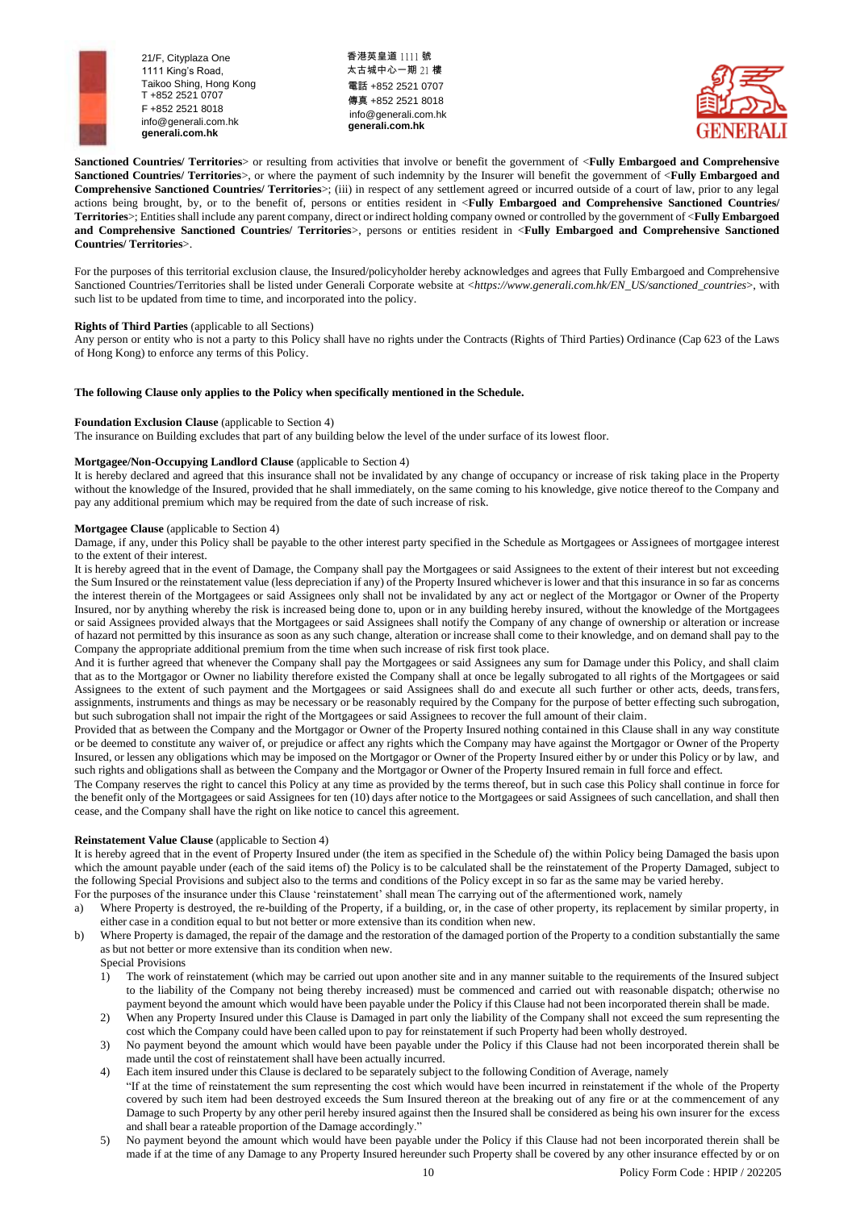**Sanctioned Countries/ Territories**> or resulting from activities that involve or benefit the government of <**Fully Embargoed and Comprehensive Sanctioned Countries/ Territories**>, or where the payment of such indemnity by the Insurer will benefit the government of <**Fully Embargoed and Comprehensive Sanctioned Countries/ Territories**>; (iii) in respect of any settlement agreed or incurred outside of a court of law, prior to any legal actions being brought, by, or to the benefit of, persons or entities resident in <**Fully Embargoed and Comprehensive Sanctioned Countries/ Territories**>; Entities shall include any parent company, direct or indirect holding company owned or controlled by the government of <**Fully Embargoed and Comprehensive Sanctioned Countries/ Territories**>, persons or entities resident in <**Fully Embargoed and Comprehensive Sanctioned Countries/ Territories**>.

For the purposes of this territorial exclusion clause, the Insured/policyholder hereby acknowledges and agrees that Fully Embargoed and Comprehensive Sanctioned Countries/Territories shall be listed under Generali Corporate website at <*https://www.generali.com.hk/EN_US/sanctioned_countries*>, with such list to be updated from time to time, and incorporated into the policy.

**Rights of Third Parties** (applicable to all Sections)
Any person or entity who is not a party to this Policy shall have no rights under the Contracts (Rights of Third Parties) Ordinance (Cap 623 of the Laws of Hong Kong) to enforce any terms of this Policy.

**The following Clause only applies to the Policy when specifically mentioned in the Schedule.**

**Foundation Exclusion Clause** (applicable to Section 4)
The insurance on Building excludes that part of any building below the level of the under surface of its lowest floor.

**Mortgagee/Non-Occupying Landlord Clause** (applicable to Section 4)
It is hereby declared and agreed that this insurance shall not be invalidated by any change of occupancy or increase of risk taking place in the Property without the knowledge of the Insured, provided that he shall immediately, on the same coming to his knowledge, give notice thereof to the Company and pay any additional premium which may be required from the date of such increase of risk.

**Mortgagee Clause** (applicable to Section 4)
Damage, if any, under this Policy shall be payable to the other interest party specified in the Schedule as Mortgagees or Assignees of mortgagee interest to the extent of their interest.
It is hereby agreed that in the event of Damage, the Company shall pay the Mortgagees or said Assignees to the extent of their interest but not exceeding the Sum Insured or the reinstatement value (less depreciation if any) of the Property Insured whichever is lower and that this insurance in so far as concerns the interest therein of the Mortgagees or said Assignees only shall not be invalidated by any act or neglect of the Mortgagor or Owner of the Property Insured, nor by anything whereby the risk is increased being done to, upon or in any building hereby insured, without the knowledge of the Mortgagees or said Assignees provided always that the Mortgagees or said Assignees shall notify the Company of any change of ownership or alteration or increase of hazard not permitted by this insurance as soon as any such change, alteration or increase shall come to their knowledge, and on demand shall pay to the Company the appropriate additional premium from the time when such increase of risk first took place.
And it is further agreed that whenever the Company shall pay the Mortgagees or said Assignees any sum for Damage under this Policy, and shall claim that as to the Mortgagor or Owner no liability therefore existed the Company shall at once be legally subrogated to all rights of the Mortgagees or said Assignees to the extent of such payment and the Mortgagees or said Assignees shall do and execute all such further or other acts, deeds, transfers, assignments, instruments and things as may be necessary or be reasonably required by the Company for the purpose of better effecting such subrogation, but such subrogation shall not impair the right of the Mortgagees or said Assignees to recover the full amount of their claim.
Provided that as between the Company and the Mortgagor or Owner of the Property Insured nothing contained in this Clause shall in any way constitute or be deemed to constitute any waiver of, or prejudice or affect any rights which the Company may have against the Mortgagor or Owner of the Property Insured, or lessen any obligations which may be imposed on the Mortgagor or Owner of the Property Insured either by or under this Policy or by law, and such rights and obligations shall as between the Company and the Mortgagor or Owner of the Property Insured remain in full force and effect.
The Company reserves the right to cancel this Policy at any time as provided by the terms thereof, but in such case this Policy shall continue in force for the benefit only of the Mortgagees or said Assignees for ten (10) days after notice to the Mortgagees or said Assignees of such cancellation, and shall then cease, and the Company shall have the right on like notice to cancel this agreement.

**Reinstatement Value Clause** (applicable to Section 4)
It is hereby agreed that in the event of Property Insured under (the item as specified in the Schedule of) the within Policy being Damaged the basis upon which the amount payable under (each of the said items of) the Policy is to be calculated shall be the reinstatement of the Property Damaged, subject to the following Special Provisions and subject also to the terms and conditions of the Policy except in so far as the same may be varied hereby.
For the purposes of the insurance under this Clause 'reinstatement' shall mean The carrying out of the aftermentioned work, namely

a) Where Property is destroyed, the re-building of the Property, if a building, or, in the case of other property, its replacement by similar property, in either case in a condition equal to but not better or more extensive than its condition when new.
b) Where Property is damaged, the repair of the damage and the restoration of the damaged portion of the Property to a condition substantially the same as but not better or more extensive than its condition when new.

Special Provisions

1) The work of reinstatement (which may be carried out upon another site and in any manner suitable to the requirements of the Insured subject to the liability of the Company not being thereby increased) must be commenced and carried out with reasonable dispatch; otherwise no payment beyond the amount which would have been payable under the Policy if this Clause had not been incorporated therein shall be made.
2) When any Property Insured under this Clause is Damaged in part only the liability of the Company shall not exceed the sum representing the cost which the Company could have been called upon to pay for reinstatement if such Property had been wholly destroyed.
3) No payment beyond the amount which would have been payable under the Policy if this Clause had not been incorporated therein shall be made until the cost of reinstatement shall have been actually incurred.
4) Each item insured under this Clause is declared to be separately subject to the following Condition of Average, namely
"If at the time of reinstatement the sum representing the cost which would have been incurred in reinstatement if the whole of the Property covered by such item had been destroyed exceeds the Sum Insured thereon at the breaking out of any fire or at the commencement of any Damage to such Property by any other peril hereby insured against then the Insured shall be considered as being his own insurer for the excess and shall bear a rateable proportion of the Damage accordingly."
5) No payment beyond the amount which would have been payable under the Policy if this Clause had not been incorporated therein shall be made if at the time of any Damage to any Property Insured hereunder such Property shall be covered by any other insurance effected by or on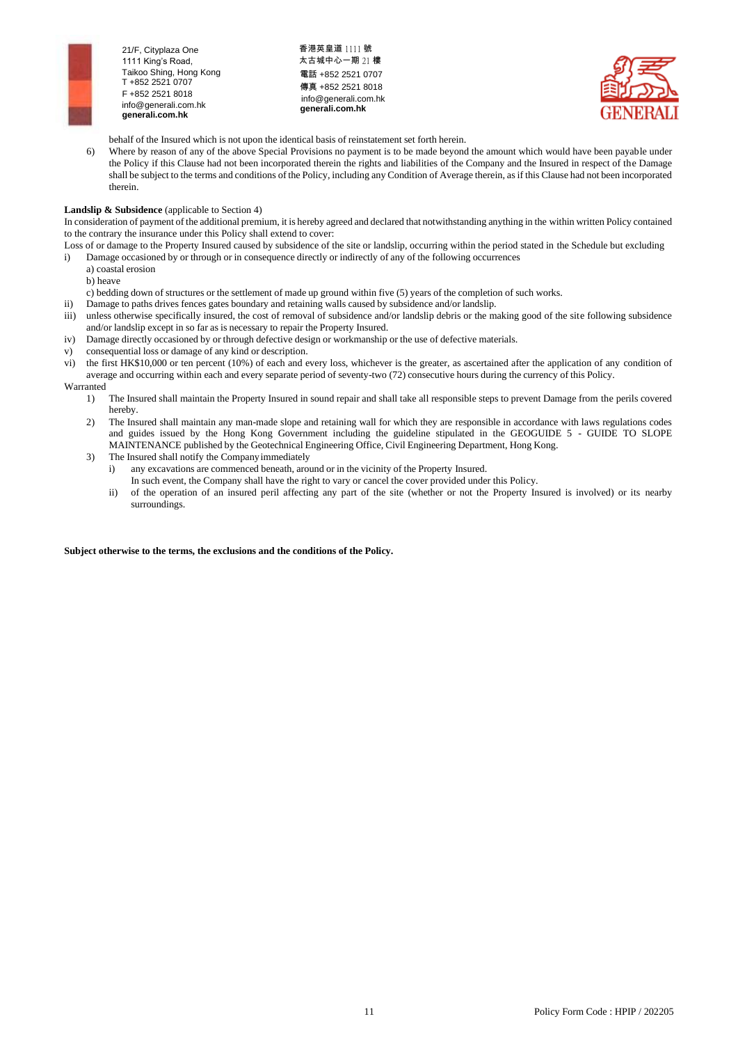behalf of the Insured which is not upon the identical basis of reinstatement set forth herein.

6) Where by reason of any of the above Special Provisions no payment is to be made beyond the amount which would have been payable under the Policy if this Clause had not been incorporated therein the rights and liabilities of the Company and the Insured in respect of the Damage shall be subject to the terms and conditions of the Policy, including any Condition of Average therein, as if this Clause had not been incorporated therein.

**Landslip & Subsidence** (applicable to Section 4)

In consideration of payment of the additional premium, it is hereby agreed and declared that notwithstanding anything in the within written Policy contained to the contrary the insurance under this Policy shall extend to cover:

Loss of or damage to the Property Insured caused by subsidence of the site or landslip, occurring within the period stated in the Schedule but excluding

i) Damage occasioned by or through or in consequence directly or indirectly of any of the following occurrences
   a) coastal erosion
   b) heave
   c) bedding down of structures or the settlement of made up ground within five (5) years of the completion of such works.
ii) Damage to paths drives fences gates boundary and retaining walls caused by subsidence and/or landslip.
iii) unless otherwise specifically insured, the cost of removal of subsidence and/or landslip debris or the making good of the site following subsidence and/or landslip except in so far as is necessary to repair the Property Insured.
iv) Damage directly occasioned by or through defective design or workmanship or the use of defective materials.
v) consequential loss or damage of any kind or description.
vi) the first HK$10,000 or ten percent (10%) of each and every loss, whichever is the greater, as ascertained after the application of any condition of average and occurring within each and every separate period of seventy-two (72) consecutive hours during the currency of this Policy.

Warranted

1) The Insured shall maintain the Property Insured in sound repair and shall take all responsible steps to prevent Damage from the perils covered hereby.
2) The Insured shall maintain any man-made slope and retaining wall for which they are responsible in accordance with laws regulations codes and guides issued by the Hong Kong Government including the guideline stipulated in the GEOGUIDE 5 - GUIDE TO SLOPE MAINTENANCE published by the Geotechnical Engineering Office, Civil Engineering Department, Hong Kong.
3) The Insured shall notify the Company immediately
   i) any excavations are commenced beneath, around or in the vicinity of the Property Insured.
      In such event, the Company shall have the right to vary or cancel the cover provided under this Policy.
   ii) of the operation of an insured peril affecting any part of the site (whether or not the Property Insured is involved) or its nearby surroundings.

**Subject otherwise to the terms, the exclusions and the conditions of the Policy.**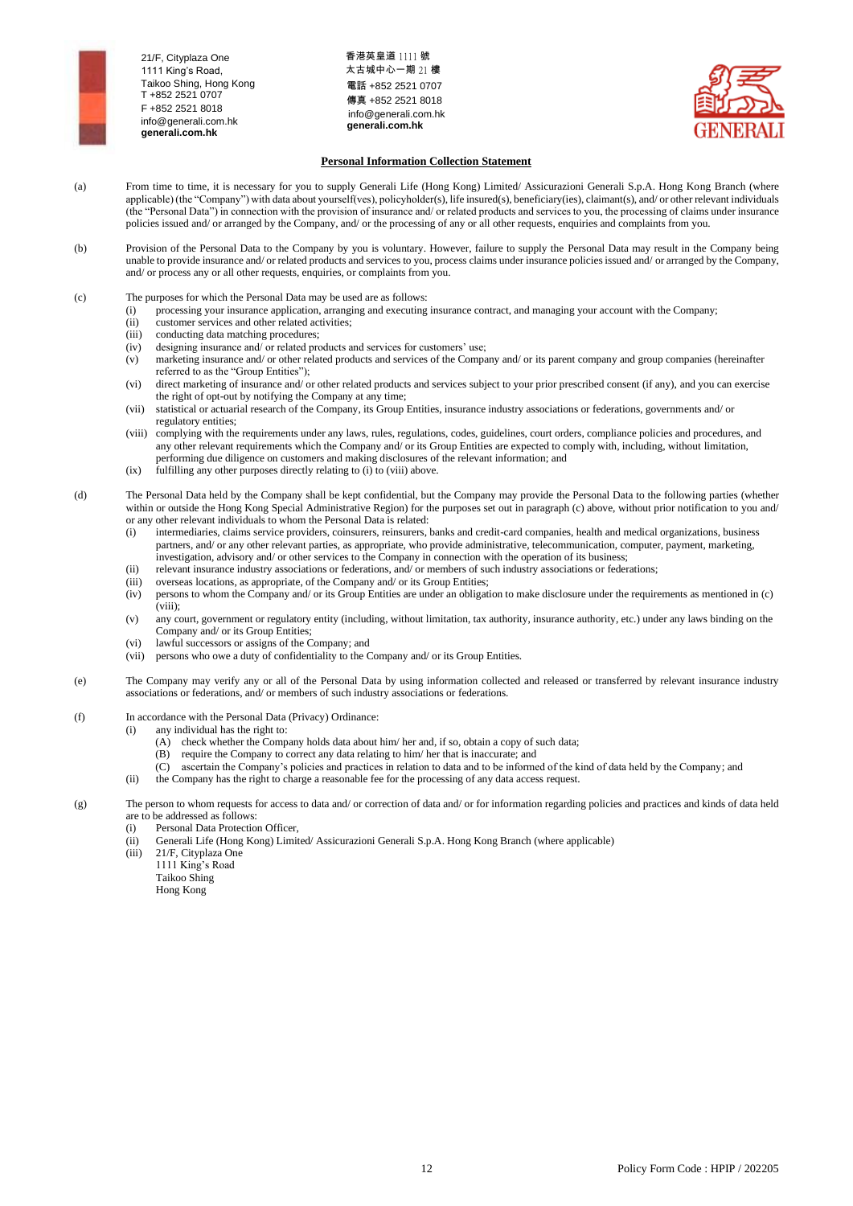21/F, Cityplaza One
1111 King's Road,
Taikoo Shing, Hong Kong
T +852 2521 0707
F +852 2521 8018
info@generali.com.hk
**generali.com.hk**

香港英皇道 1111 號
太古城中心一期 21 樓
電話 +852 2521 0707
傳真 +852 2521 8018
info@generali.com.hk
**generali.com.hk**

GENERALI

**Personal Information Collection Statement**

(a) From time to time, it is necessary for you to supply Generali Life (Hong Kong) Limited/ Assicurazioni Generali S.p.A. Hong Kong Branch (where applicable) (the "Company") with data about yourself(ves), policyholder(s), life insured(s), beneficiary(ies), claimant(s), and/ or other relevant individuals (the "Personal Data") in connection with the provision of insurance and/ or related products and services to you, the processing of claims under insurance policies issued and/ or arranged by the Company, and/ or the processing of any or all other requests, enquiries and complaints from you.

(b) Provision of the Personal Data to the Company by you is voluntary. However, failure to supply the Personal Data may result in the Company being unable to provide insurance and/ or related products and services to you, process claims under insurance policies issued and/ or arranged by the Company, and/ or process any or all other requests, enquiries, or complaints from you.

(c) The purposes for which the Personal Data may be used are as follows:
- (i) processing your insurance application, arranging and executing insurance contract, and managing your account with the Company;
- (ii) customer services and other related activities;
- (iii) conducting data matching procedures;
- (iv) designing insurance and/ or related products and services for customers' use;
- (v) marketing insurance and/ or other related products and services of the Company and/ or its parent company and group companies (hereinafter referred to as the "Group Entities");
- (vi) direct marketing of insurance and/ or other related products and services subject to your prior prescribed consent (if any), and you can exercise the right of opt-out by notifying the Company at any time;
- (vii) statistical or actuarial research of the Company, its Group Entities, insurance industry associations or federations, governments and/ or regulatory entities;
- (viii) complying with the requirements under any laws, rules, regulations, codes, guidelines, court orders, compliance policies and procedures, and any other relevant requirements which the Company and/ or its Group Entities are expected to comply with, including, without limitation, performing due diligence on customers and making disclosures of the relevant information; and
- (ix) fulfilling any other purposes directly relating to (i) to (viii) above.

(d) The Personal Data held by the Company shall be kept confidential, but the Company may provide the Personal Data to the following parties (whether within or outside the Hong Kong Special Administrative Region) for the purposes set out in paragraph (c) above, without prior notification to you and/ or any other relevant individuals to whom the Personal Data is related:
- (i) intermediaries, claims service providers, coinsurers, reinsurers, banks and credit-card companies, health and medical organizations, business partners, and/ or any other relevant parties, as appropriate, who provide administrative, telecommunication, computer, payment, marketing, investigation, advisory and/ or other services to the Company in connection with the operation of its business;
- (ii) relevant insurance industry associations or federations, and/ or members of such industry associations or federations;
- (iii) overseas locations, as appropriate, of the Company and/ or its Group Entities;
- (iv) persons to whom the Company and/ or its Group Entities are under an obligation to make disclosure under the requirements as mentioned in (c) (viii);
- (v) any court, government or regulatory entity (including, without limitation, tax authority, insurance authority, etc.) under any laws binding on the Company and/ or its Group Entities;
- (vi) lawful successors or assigns of the Company; and
- (vii) persons who owe a duty of confidentiality to the Company and/ or its Group Entities.

(e) The Company may verify any or all of the Personal Data by using information collected and released or transferred by relevant insurance industry associations or federations, and/ or members of such industry associations or federations.

(f) In accordance with the Personal Data (Privacy) Ordinance:
- (i) any individual has the right to:
  - (A) check whether the Company holds data about him/ her and, if so, obtain a copy of such data;
  - (B) require the Company to correct any data relating to him/ her that is inaccurate; and
  - (C) ascertain the Company's policies and practices in relation to data and to be informed of the kind of data held by the Company; and
- (ii) the Company has the right to charge a reasonable fee for the processing of any data access request.

(g) The person to whom requests for access to data and/ or correction of data and/ or for information regarding policies and practices and kinds of data held are to be addressed as follows:
- (i) Personal Data Protection Officer,
- (ii) Generali Life (Hong Kong) Limited/ Assicurazioni Generali S.p.A. Hong Kong Branch (where applicable)
- (iii) 21/F, Cityplaza One
  1111 King's Road
  Taikoo Shing
  Hong Kong

Policy Form Code : HPIP / 202205